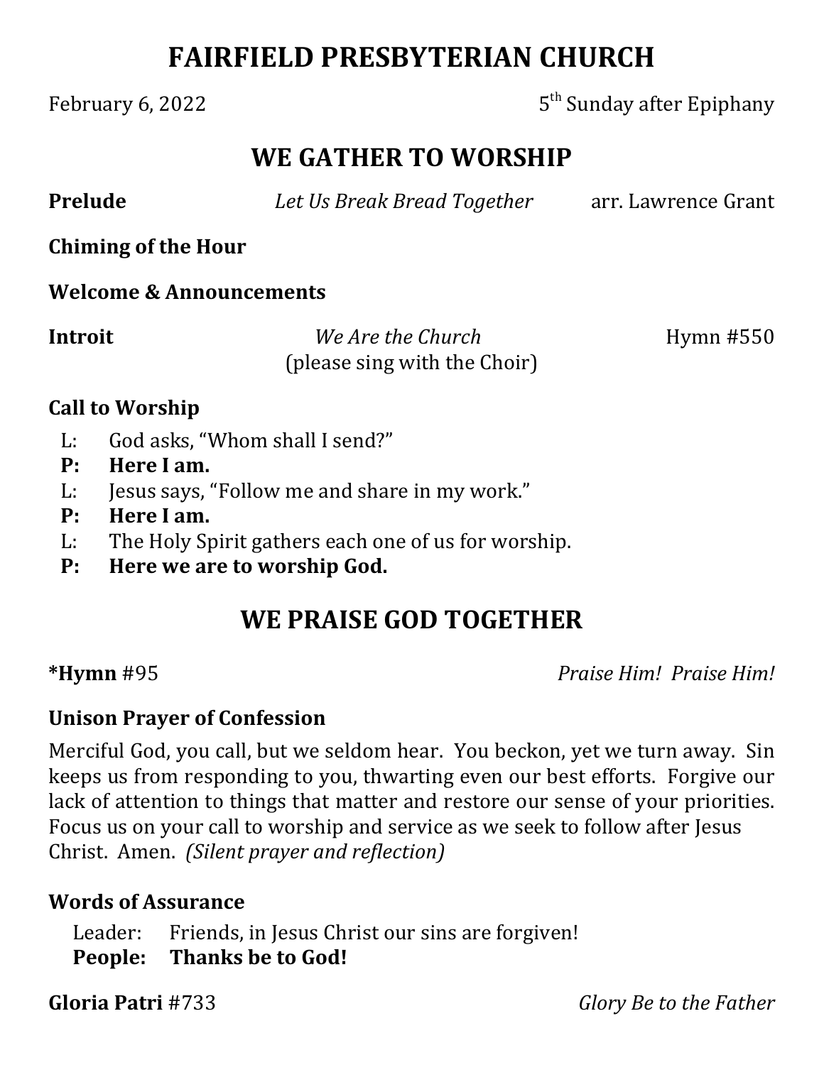# FAIRFIELD PRESBYTERIAN CHURCH

February 6, 2022 5th Sunday after Epiphany

## WE GATHER TO WORSHIP

**Prelude** *Let Us Break Bread Together* arr. Lawrence Grant

**Chiming of the Hour**

**Welcome & Announcements**

**Introit** *We Are the Church* Hymn #550
(please sing with the Choir)

**Call to Worship**

L: God asks, "Whom shall I send?"
**P: Here I am.**
L: Jesus says, "Follow me and share in my work."
**P: Here I am.**
L: The Holy Spirit gathers each one of us for worship.
**P: Here we are to worship God.**

## WE PRAISE GOD TOGETHER

***Hymn** #95 *Praise Him! Praise Him!*

**Unison Prayer of Confession**

Merciful God, you call, but we seldom hear. You beckon, yet we turn away. Sin keeps us from responding to you, thwarting even our best efforts. Forgive our lack of attention to things that matter and restore our sense of your priorities. Focus us on your call to worship and service as we seek to follow after Jesus Christ. Amen. *(Silent prayer and reflection)*

**Words of Assurance**

Leader: Friends, in Jesus Christ our sins are forgiven!
**People: Thanks be to God!**

**Gloria Patri** #733 *Glory Be to the Father*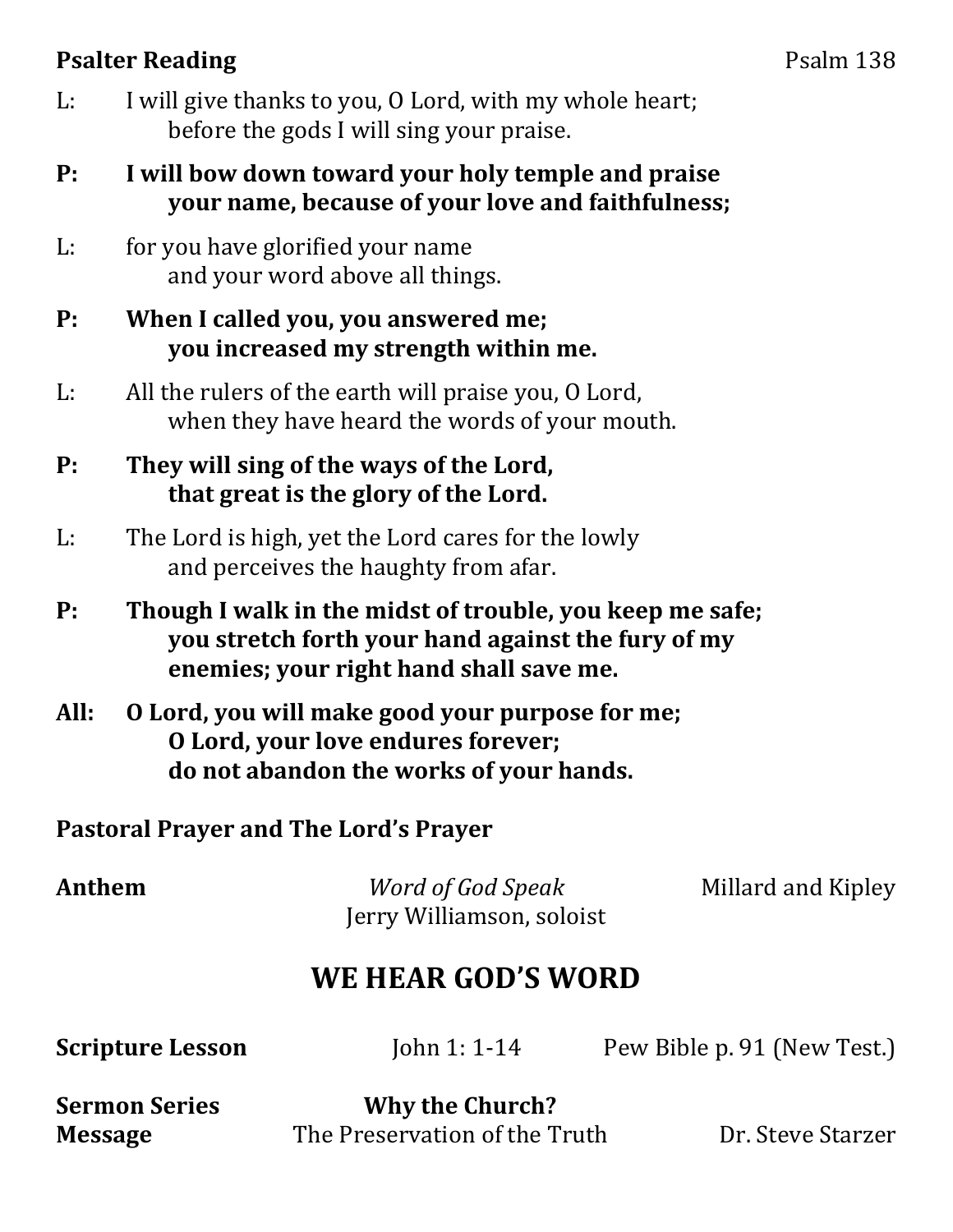**Psalter Reading** Psalm 138

L: I will give thanks to you, O Lord, with my whole heart;
before the gods I will sing your praise.

**P: I will bow down toward your holy temple and praise your name, because of your love and faithfulness;**

L: for you have glorified your name
and your word above all things.

**P: When I called you, you answered me;
you increased my strength within me.**

L: All the rulers of the earth will praise you, O Lord,
when they have heard the words of your mouth.

**P: They will sing of the ways of the Lord,
that great is the glory of the Lord.**

L: The Lord is high, yet the Lord cares for the lowly
and perceives the haughty from afar.

**P: Though I walk in the midst of trouble, you keep me safe; you stretch forth your hand against the fury of my enemies; your right hand shall save me.**

**All: O Lord, you will make good your purpose for me;
O Lord, your love endures forever;
do not abandon the works of your hands.**

**Pastoral Prayer and The Lord's Prayer**

**Anthem** *Word of God Speak* Millard and Kipley
Jerry Williamson, soloist

## WE HEAR GOD'S WORD

**Scripture Lesson** John 1: 1-14 Pew Bible p. 91 (New Test.)

**Sermon Series** **Why the Church?**
**Message** The Preservation of the Truth Dr. Steve Starzer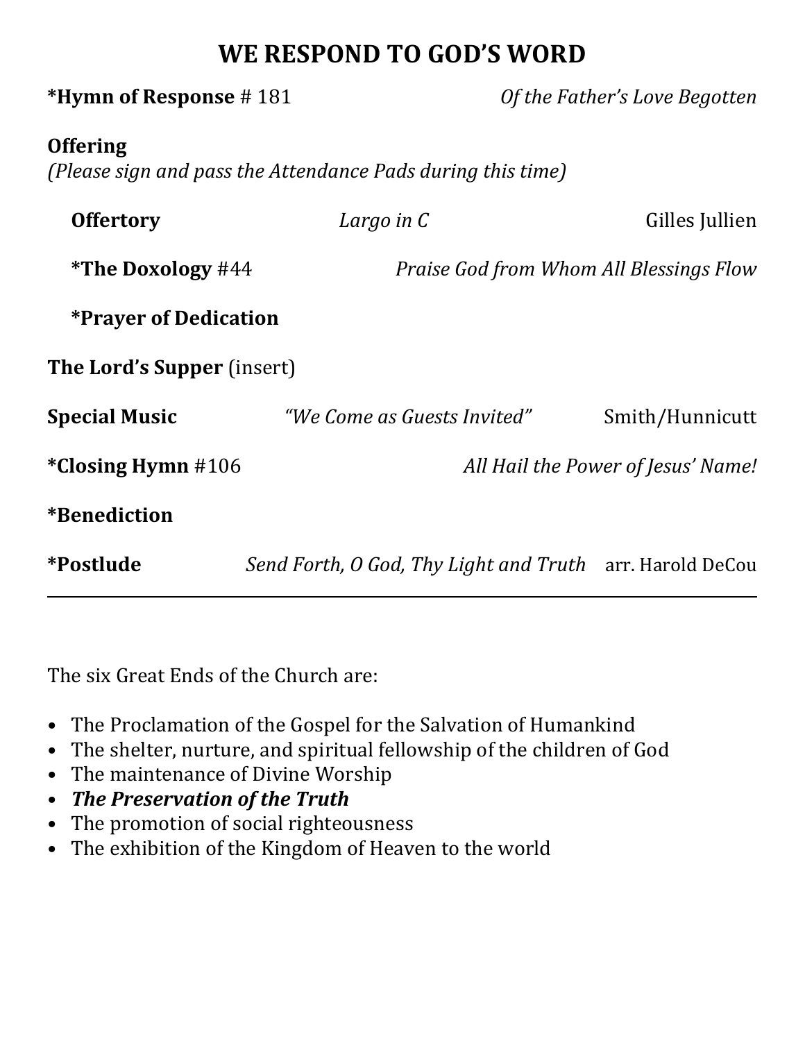# WE RESPOND TO GOD'S WORD

**\*Hymn of Response** # 181 *Of the Father's Love Begotten*

**Offering**
*(Please sign and pass the Attendance Pads during this time)*

**Offertory** *Largo in C* Gilles Jullien

**\*The Doxology** #44 *Praise God from Whom All Blessings Flow*

**\*Prayer of Dedication**

**The Lord's Supper** (insert)

**Special Music** *"We Come as Guests Invited"* Smith/Hunnicutt

**\*Closing Hymn** #106 *All Hail the Power of Jesus' Name!*

**\*Benediction**

**\*Postlude** *Send Forth, O God, Thy Light and Truth* arr. Harold DeCou

---

The six Great Ends of the Church are:

- The Proclamation of the Gospel for the Salvation of Humankind
- The shelter, nurture, and spiritual fellowship of the children of God
- The maintenance of Divine Worship
- ***The Preservation of the Truth***
- The promotion of social righteousness
- The exhibition of the Kingdom of Heaven to the world